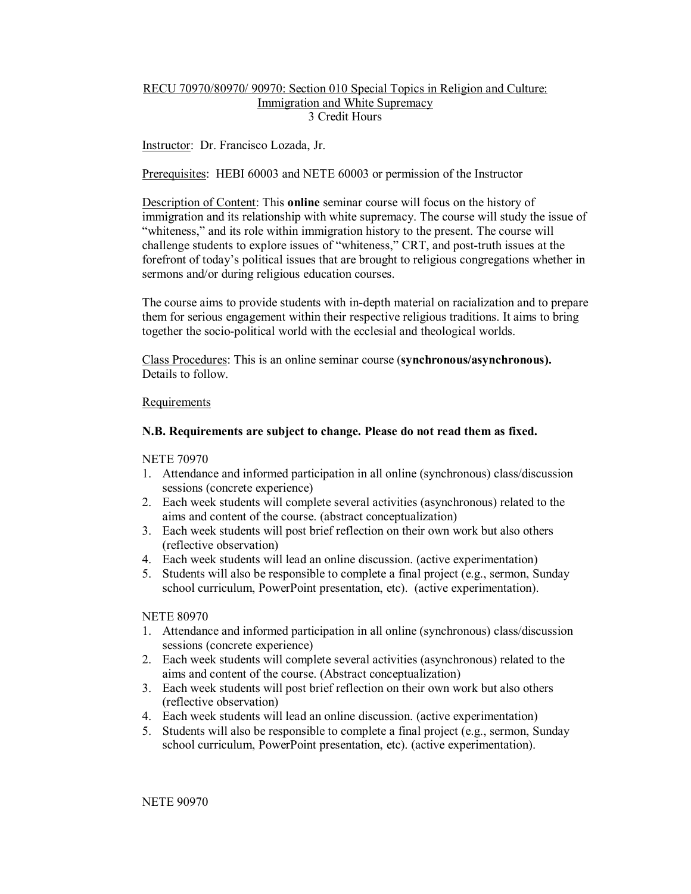RECU 70970/80970/ 90970: Section 010 Special Topics in Religion and Culture: Immigration and White Supremacy
3 Credit Hours

Instructor: Dr. Francisco Lozada, Jr.

Prerequisites: HEBI 60003 and NETE 60003 or permission of the Instructor

Description of Content: This **online** seminar course will focus on the history of immigration and its relationship with white supremacy. The course will study the issue of "whiteness," and its role within immigration history to the present. The course will challenge students to explore issues of "whiteness," CRT, and post-truth issues at the forefront of today's political issues that are brought to religious congregations whether in sermons and/or during religious education courses.

The course aims to provide students with in-depth material on racialization and to prepare them for serious engagement within their respective religious traditions. It aims to bring together the socio-political world with the ecclesial and theological worlds.

Class Procedures: This is an online seminar course (**synchronous/asynchronous).** Details to follow.

Requirements

**N.B. Requirements are subject to change. Please do not read them as fixed.**

NETE 70970

1. Attendance and informed participation in all online (synchronous) class/discussion sessions (concrete experience)
2. Each week students will complete several activities (asynchronous) related to the aims and content of the course. (abstract conceptualization)
3. Each week students will post brief reflection on their own work but also others (reflective observation)
4. Each week students will lead an online discussion. (active experimentation)
5. Students will also be responsible to complete a final project (e.g., sermon, Sunday school curriculum, PowerPoint presentation, etc). (active experimentation).

NETE 80970

1. Attendance and informed participation in all online (synchronous) class/discussion sessions (concrete experience)
2. Each week students will complete several activities (asynchronous) related to the aims and content of the course. (Abstract conceptualization)
3. Each week students will post brief reflection on their own work but also others (reflective observation)
4. Each week students will lead an online discussion. (active experimentation)
5. Students will also be responsible to complete a final project (e.g., sermon, Sunday school curriculum, PowerPoint presentation, etc). (active experimentation).

NETE 90970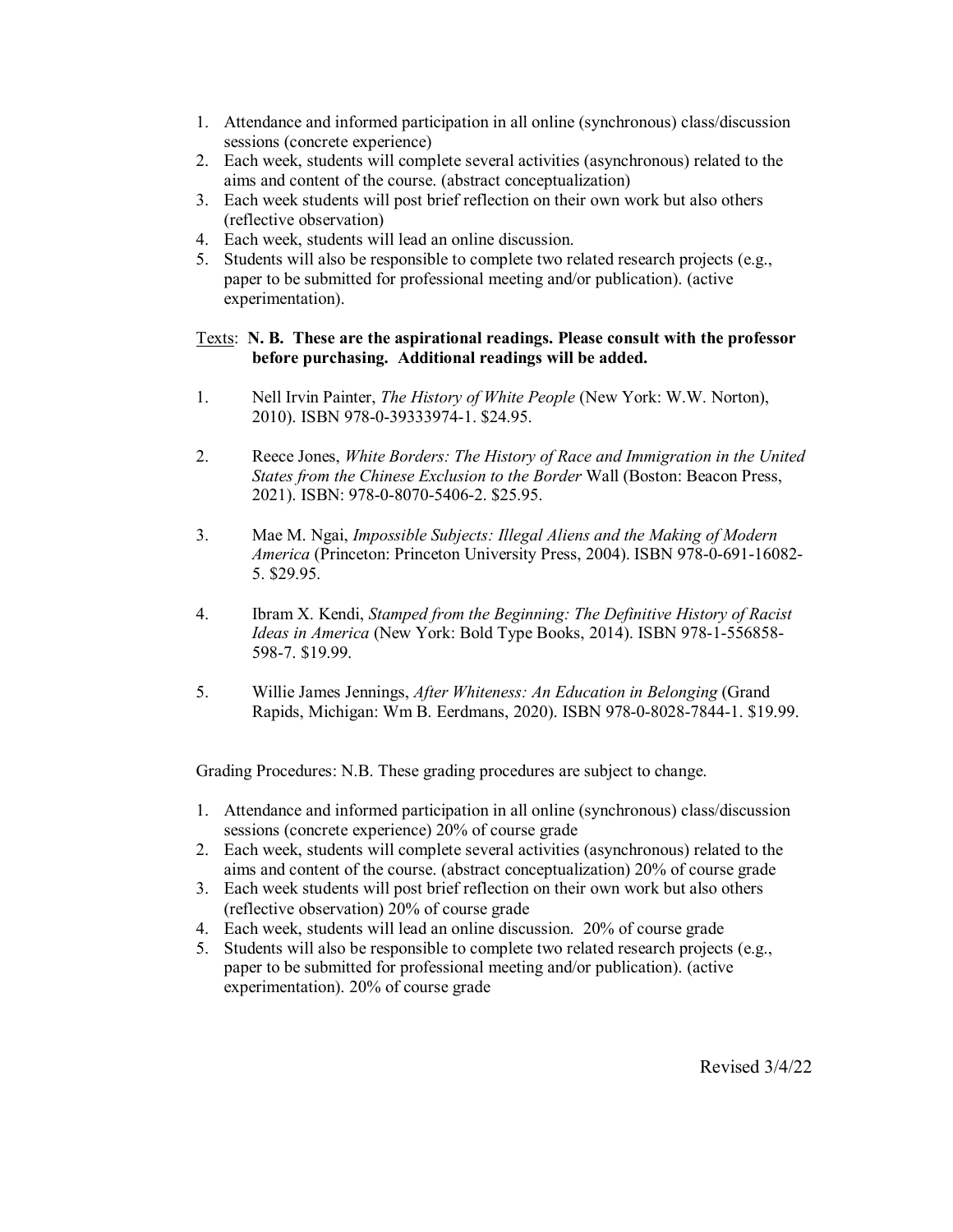1. Attendance and informed participation in all online (synchronous) class/discussion sessions (concrete experience)
2. Each week, students will complete several activities (asynchronous) related to the aims and content of the course. (abstract conceptualization)
3. Each week students will post brief reflection on their own work but also others (reflective observation)
4. Each week, students will lead an online discussion.
5. Students will also be responsible to complete two related research projects (e.g., paper to be submitted for professional meeting and/or publication). (active experimentation).

Texts: **N. B. These are the aspirational readings. Please consult with the professor before purchasing. Additional readings will be added.**

1. Nell Irvin Painter, *The History of White People* (New York: W.W. Norton), 2010). ISBN 978-0-39333974-1. $24.95.

2. Reece Jones, *White Borders: The History of Race and Immigration in the United States from the Chinese Exclusion to the Border* Wall (Boston: Beacon Press, 2021). ISBN: 978-0-8070-5406-2. $25.95.

3. Mae M. Ngai, *Impossible Subjects: Illegal Aliens and the Making of Modern America* (Princeton: Princeton University Press, 2004). ISBN 978-0-691-16082-5. $29.95.

4. Ibram X. Kendi, *Stamped from the Beginning: The Definitive History of Racist Ideas in America* (New York: Bold Type Books, 2014). ISBN 978-1-556858-598-7. $19.99.

5. Willie James Jennings, *After Whiteness: An Education in Belonging* (Grand Rapids, Michigan: Wm B. Eerdmans, 2020). ISBN 978-0-8028-7844-1. $19.99.

Grading Procedures: N.B. These grading procedures are subject to change.

1. Attendance and informed participation in all online (synchronous) class/discussion sessions (concrete experience) 20% of course grade
2. Each week, students will complete several activities (asynchronous) related to the aims and content of the course. (abstract conceptualization) 20% of course grade
3. Each week students will post brief reflection on their own work but also others (reflective observation) 20% of course grade
4. Each week, students will lead an online discussion. 20% of course grade
5. Students will also be responsible to complete two related research projects (e.g., paper to be submitted for professional meeting and/or publication). (active experimentation). 20% of course grade

Revised 3/4/22